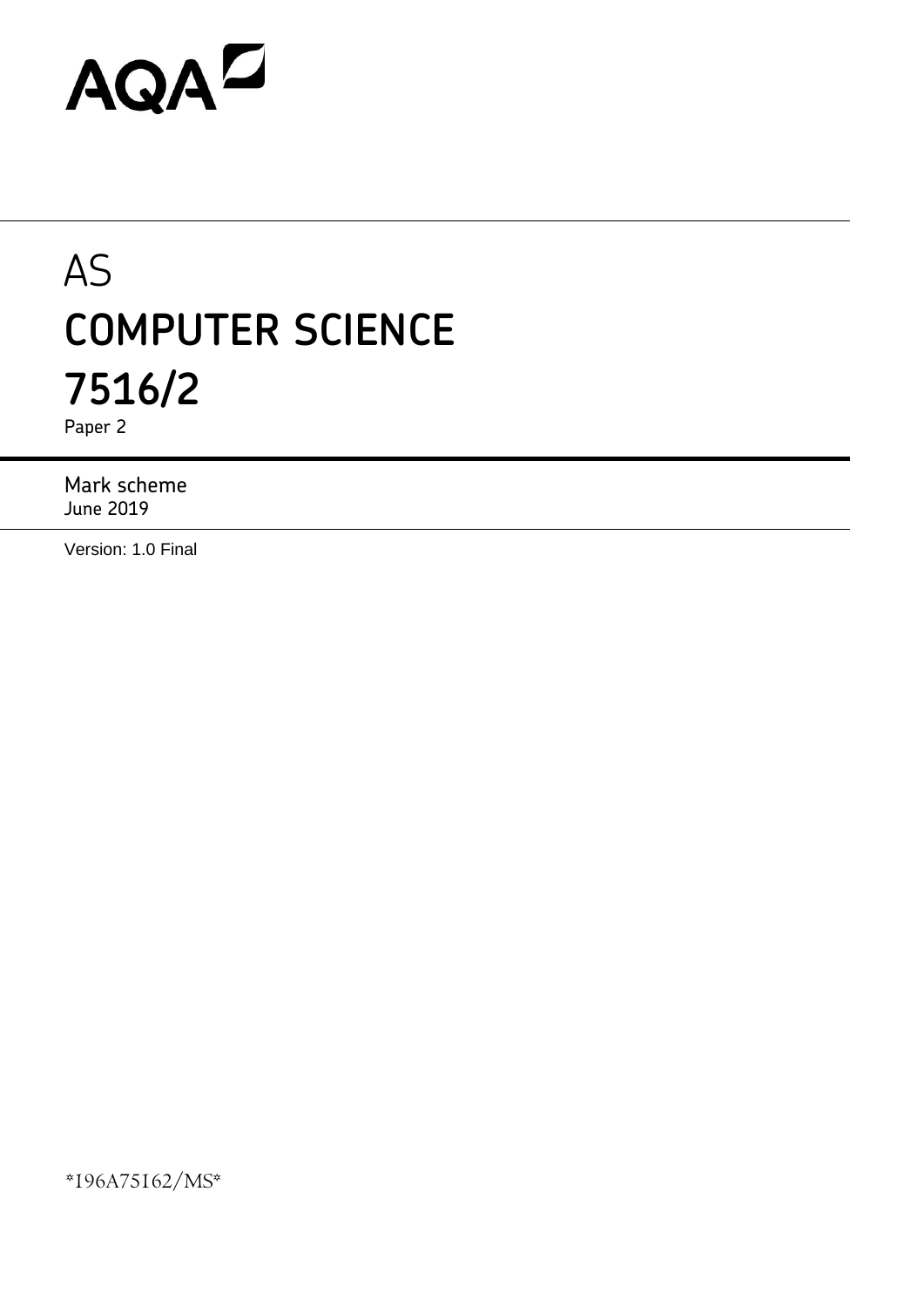AQA

# AS
# COMPUTER SCIENCE
# 7516/2

Paper 2

Mark scheme

June 2019

Version: 1.0 Final

*196A75162/MS*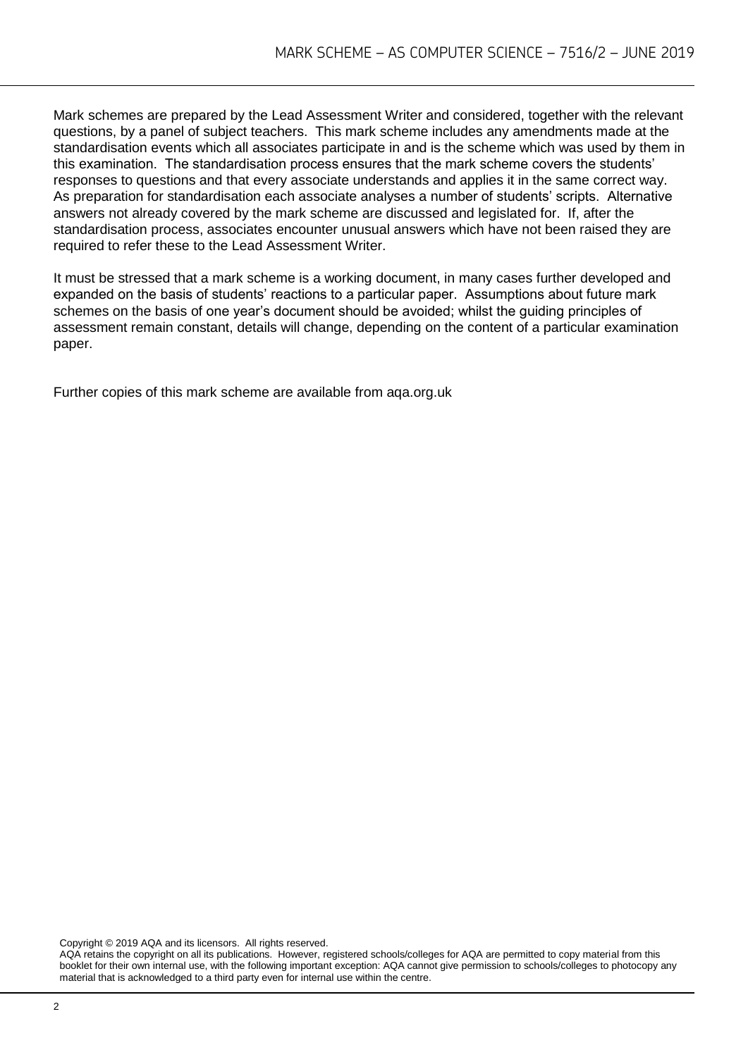Mark schemes are prepared by the Lead Assessment Writer and considered, together with the relevant questions, by a panel of subject teachers. This mark scheme includes any amendments made at the standardisation events which all associates participate in and is the scheme which was used by them in this examination. The standardisation process ensures that the mark scheme covers the students' responses to questions and that every associate understands and applies it in the same correct way. As preparation for standardisation each associate analyses a number of students' scripts. Alternative answers not already covered by the mark scheme are discussed and legislated for. If, after the standardisation process, associates encounter unusual answers which have not been raised they are required to refer these to the Lead Assessment Writer.

It must be stressed that a mark scheme is a working document, in many cases further developed and expanded on the basis of students' reactions to a particular paper. Assumptions about future mark schemes on the basis of one year's document should be avoided; whilst the guiding principles of assessment remain constant, details will change, depending on the content of a particular examination paper.

Further copies of this mark scheme are available from aqa.org.uk

Copyright © 2019 AQA and its licensors. All rights reserved.
AQA retains the copyright on all its publications. However, registered schools/colleges for AQA are permitted to copy material from this booklet for their own internal use, with the following important exception: AQA cannot give permission to schools/colleges to photocopy any material that is acknowledged to a third party even for internal use within the centre.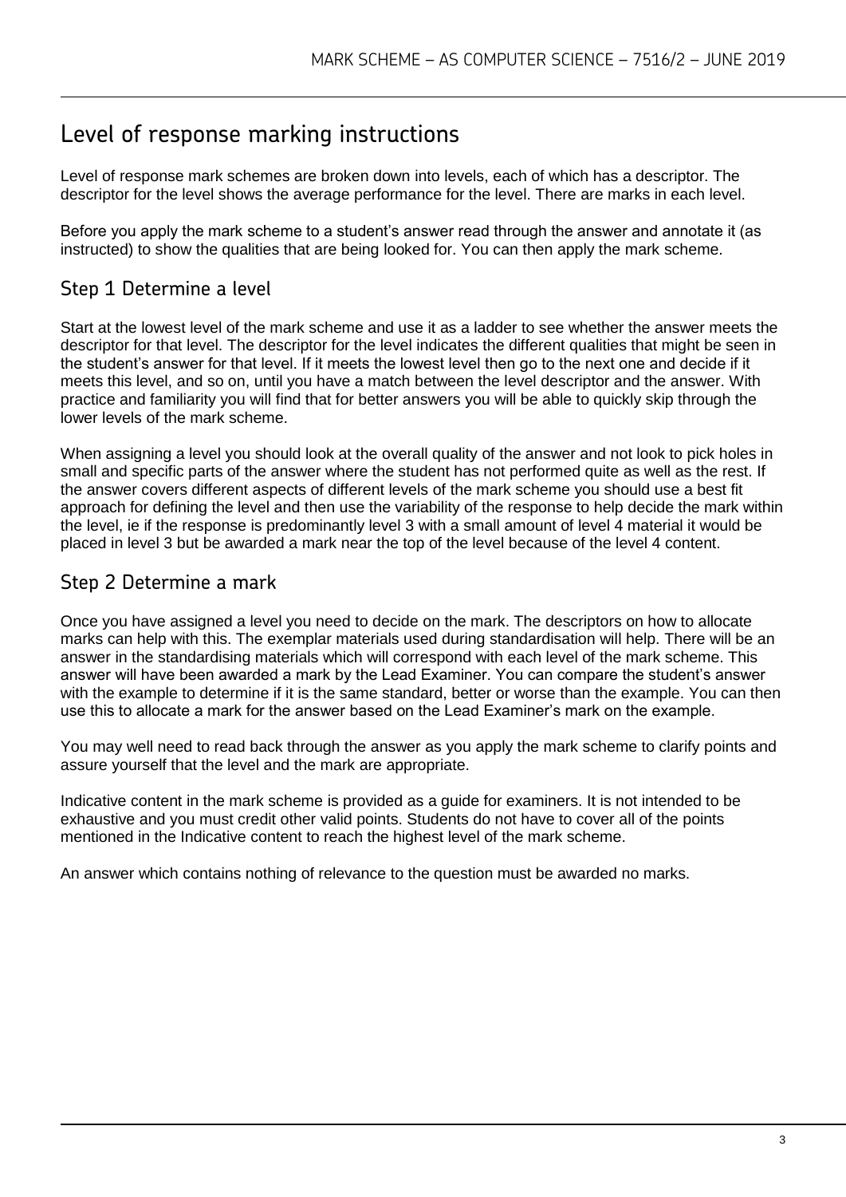# Level of response marking instructions

Level of response mark schemes are broken down into levels, each of which has a descriptor. The descriptor for the level shows the average performance for the level. There are marks in each level.

Before you apply the mark scheme to a student's answer read through the answer and annotate it (as instructed) to show the qualities that are being looked for. You can then apply the mark scheme.

## Step 1 Determine a level

Start at the lowest level of the mark scheme and use it as a ladder to see whether the answer meets the descriptor for that level. The descriptor for the level indicates the different qualities that might be seen in the student's answer for that level. If it meets the lowest level then go to the next one and decide if it meets this level, and so on, until you have a match between the level descriptor and the answer. With practice and familiarity you will find that for better answers you will be able to quickly skip through the lower levels of the mark scheme.

When assigning a level you should look at the overall quality of the answer and not look to pick holes in small and specific parts of the answer where the student has not performed quite as well as the rest. If the answer covers different aspects of different levels of the mark scheme you should use a best fit approach for defining the level and then use the variability of the response to help decide the mark within the level, ie if the response is predominantly level 3 with a small amount of level 4 material it would be placed in level 3 but be awarded a mark near the top of the level because of the level 4 content.

## Step 2 Determine a mark

Once you have assigned a level you need to decide on the mark. The descriptors on how to allocate marks can help with this. The exemplar materials used during standardisation will help. There will be an answer in the standardising materials which will correspond with each level of the mark scheme. This answer will have been awarded a mark by the Lead Examiner. You can compare the student's answer with the example to determine if it is the same standard, better or worse than the example. You can then use this to allocate a mark for the answer based on the Lead Examiner's mark on the example.

You may well need to read back through the answer as you apply the mark scheme to clarify points and assure yourself that the level and the mark are appropriate.

Indicative content in the mark scheme is provided as a guide for examiners. It is not intended to be exhaustive and you must credit other valid points. Students do not have to cover all of the points mentioned in the Indicative content to reach the highest level of the mark scheme.

An answer which contains nothing of relevance to the question must be awarded no marks.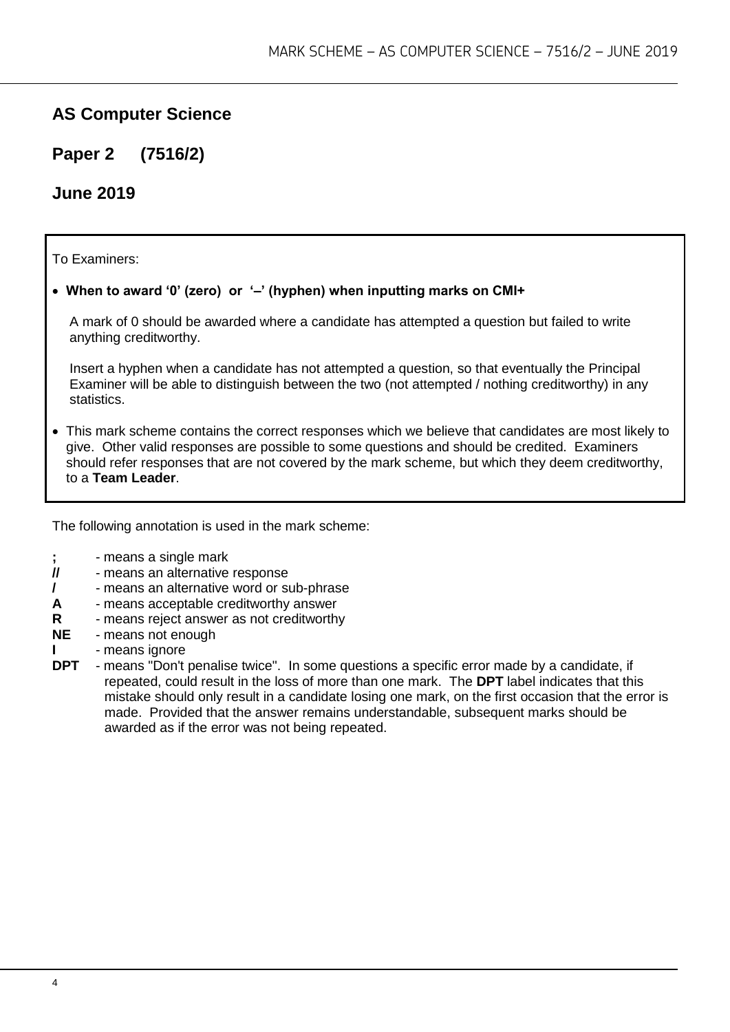## AS Computer Science

## Paper 2 (7516/2)

## June 2019

To Examiners:

- **When to award '0' (zero) or '–' (hyphen) when inputting marks on CMI+**

  A mark of 0 should be awarded where a candidate has attempted a question but failed to write anything creditworthy.

  Insert a hyphen when a candidate has not attempted a question, so that eventually the Principal Examiner will be able to distinguish between the two (not attempted / nothing creditworthy) in any statistics.

- This mark scheme contains the correct responses which we believe that candidates are most likely to give. Other valid responses are possible to some questions and should be credited. Examiners should refer responses that are not covered by the mark scheme, but which they deem creditworthy, to a **Team Leader**.

The following annotation is used in the mark scheme:

**;** - means a single mark
**//** - means an alternative response
**/** - means an alternative word or sub-phrase
**A** - means acceptable creditworthy answer
**R** - means reject answer as not creditworthy
**NE** - means not enough
**I** - means ignore
**DPT** - means "Don't penalise twice". In some questions a specific error made by a candidate, if repeated, could result in the loss of more than one mark. The **DPT** label indicates that this mistake should only result in a candidate losing one mark, on the first occasion that the error is made. Provided that the answer remains understandable, subsequent marks should be awarded as if the error was not being repeated.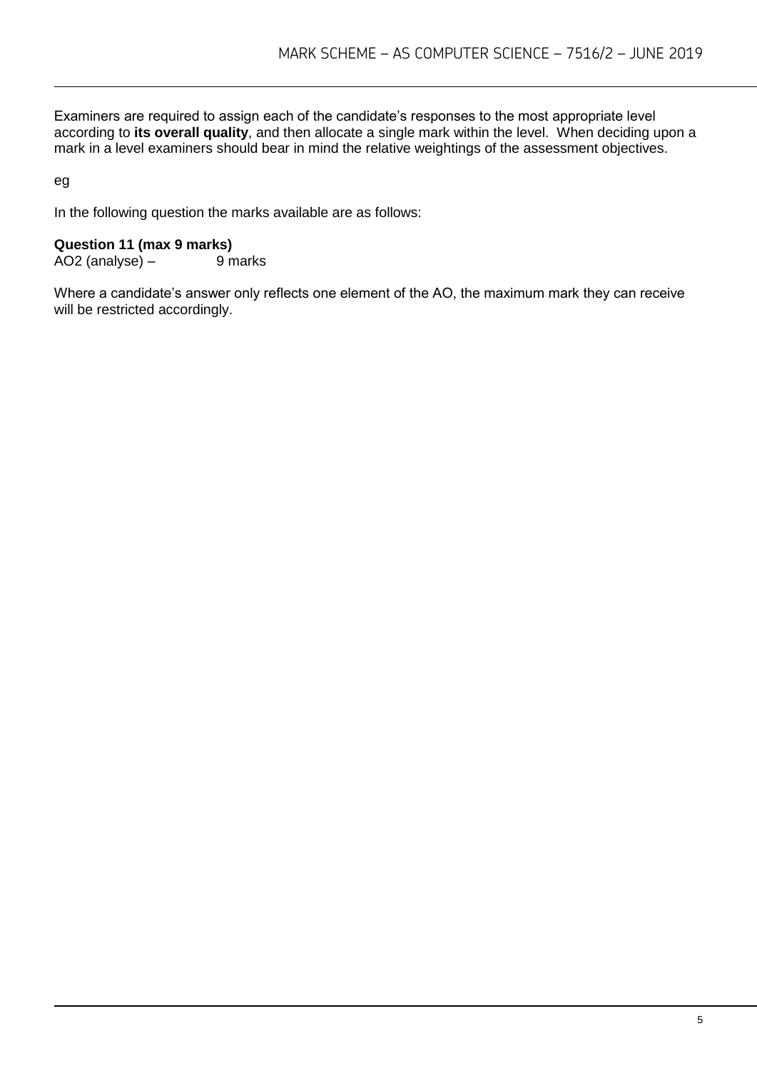Examiners are required to assign each of the candidate's responses to the most appropriate level according to **its overall quality**, and then allocate a single mark within the level. When deciding upon a mark in a level examiners should bear in mind the relative weightings of the assessment objectives.

eg

In the following question the marks available are as follows:

**Question 11 (max 9 marks)**
AO2 (analyse) – 9 marks

Where a candidate's answer only reflects one element of the AO, the maximum mark they can receive will be restricted accordingly.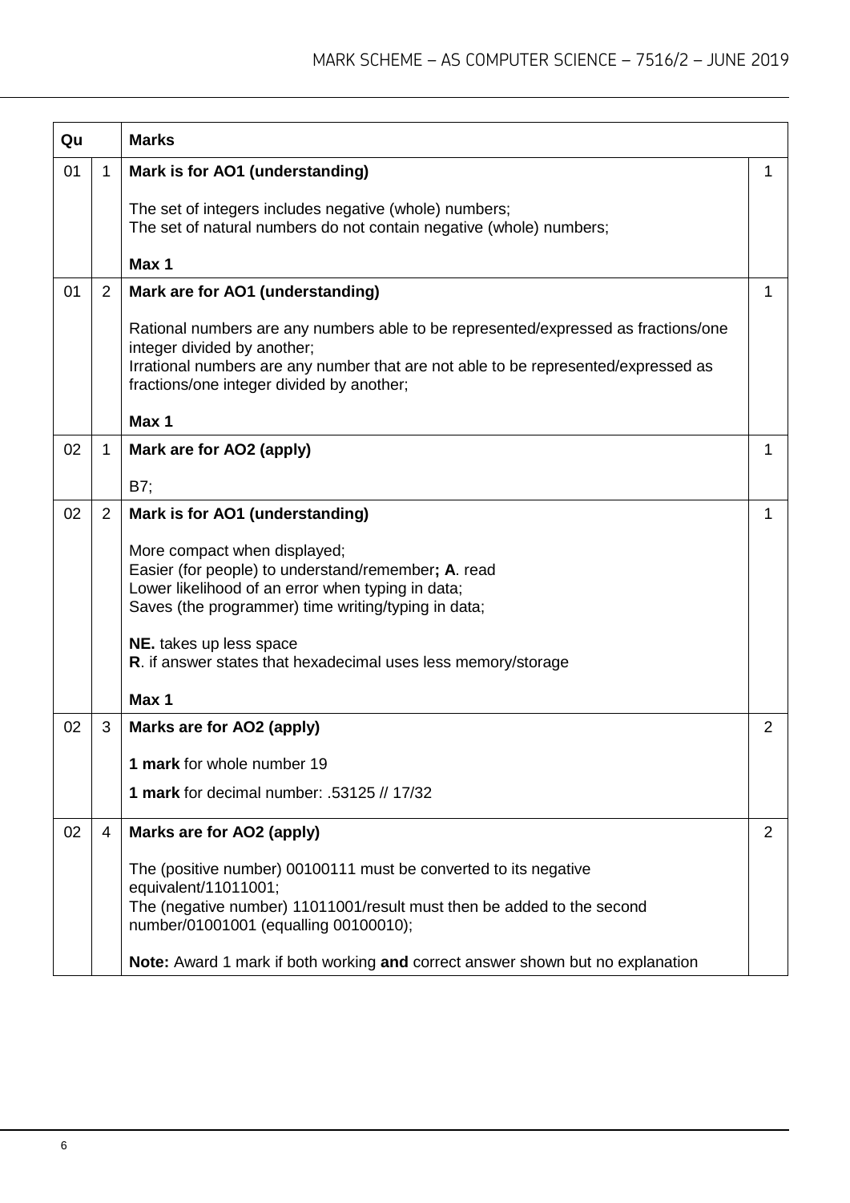| Qu | | Marks | |
|---|---|---|---|
| 01 | 1 | **Mark is for AO1 (understanding)**<br><br>The set of integers includes negative (whole) numbers;<br>The set of natural numbers do not contain negative (whole) numbers;<br><br>**Max 1** | 1 |
| 01 | 2 | **Mark are for AO1 (understanding)**<br><br>Rational numbers are any numbers able to be represented/expressed as fractions/one integer divided by another;<br>Irrational numbers are any number that are not able to be represented/expressed as fractions/one integer divided by another;<br><br>**Max 1** | 1 |
| 02 | 1 | **Mark are for AO2 (apply)**<br><br>B7; | 1 |
| 02 | 2 | **Mark is for AO1 (understanding)**<br><br>More compact when displayed;<br>Easier (for people) to understand/remember**; A**. read<br>Lower likelihood of an error when typing in data;<br>Saves (the programmer) time writing/typing in data;<br><br>**NE.** takes up less space<br>**R**. if answer states that hexadecimal uses less memory/storage<br><br>**Max 1** | 1 |
| 02 | 3 | **Marks are for AO2 (apply)**<br><br>**1 mark** for whole number 19<br><br>**1 mark** for decimal number: .53125 // 17/32 | 2 |
| 02 | 4 | **Marks are for AO2 (apply)**<br><br>The (positive number) 00100111 must be converted to its negative equivalent/11011001;<br>The (negative number) 11011001/result must then be added to the second number/01001001 (equalling 00100010);<br><br>**Note:** Award 1 mark if both working **and** correct answer shown but no explanation | 2 |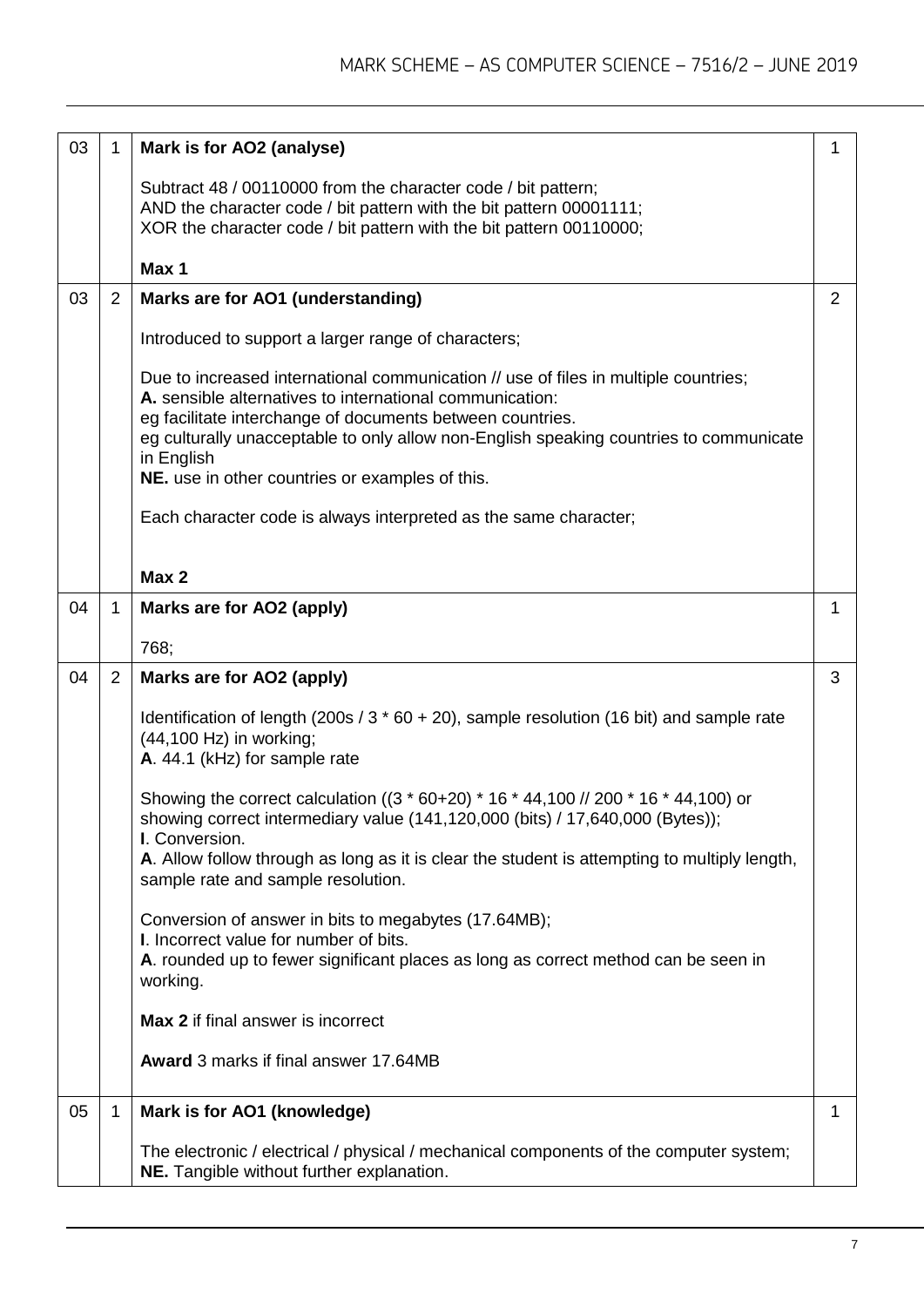| | | | |
|---|---|---|---|
| 03 | 1 | **Mark is for AO2 (analyse)**<br><br>Subtract 48 / 00110000 from the character code / bit pattern;<br>AND the character code / bit pattern with the bit pattern 00001111;<br>XOR the character code / bit pattern with the bit pattern 00110000;<br><br>**Max 1** | 1 |
| 03 | 2 | **Marks are for AO1 (understanding)**<br><br>Introduced to support a larger range of characters;<br><br>Due to increased international communication // use of files in multiple countries;<br>**A.** sensible alternatives to international communication:<br>eg facilitate interchange of documents between countries.<br>eg culturally unacceptable to only allow non-English speaking countries to communicate in English<br>**NE.** use in other countries or examples of this.<br><br>Each character code is always interpreted as the same character;<br><br>**Max 2** | 2 |
| 04 | 1 | **Marks are for AO2 (apply)**<br><br>768; | 1 |
| 04 | 2 | **Marks are for AO2 (apply)**<br><br>Identification of length (200s / 3 * 60 + 20), sample resolution (16 bit) and sample rate (44,100 Hz) in working;<br>**A**. 44.1 (kHz) for sample rate<br><br>Showing the correct calculation ((3 * 60+20) * 16 * 44,100 // 200 * 16 * 44,100) or showing correct intermediary value (141,120,000 (bits) / 17,640,000 (Bytes));<br>**I**. Conversion.<br>**A**. Allow follow through as long as it is clear the student is attempting to multiply length, sample rate and sample resolution.<br><br>Conversion of answer in bits to megabytes (17.64MB);<br>**I**. Incorrect value for number of bits.<br>**A**. rounded up to fewer significant places as long as correct method can be seen in working.<br><br>**Max 2** if final answer is incorrect<br><br>**Award** 3 marks if final answer 17.64MB | 3 |
| 05 | 1 | **Mark is for AO1 (knowledge)**<br><br>The electronic / electrical / physical / mechanical components of the computer system;<br>**NE.** Tangible without further explanation. | 1 |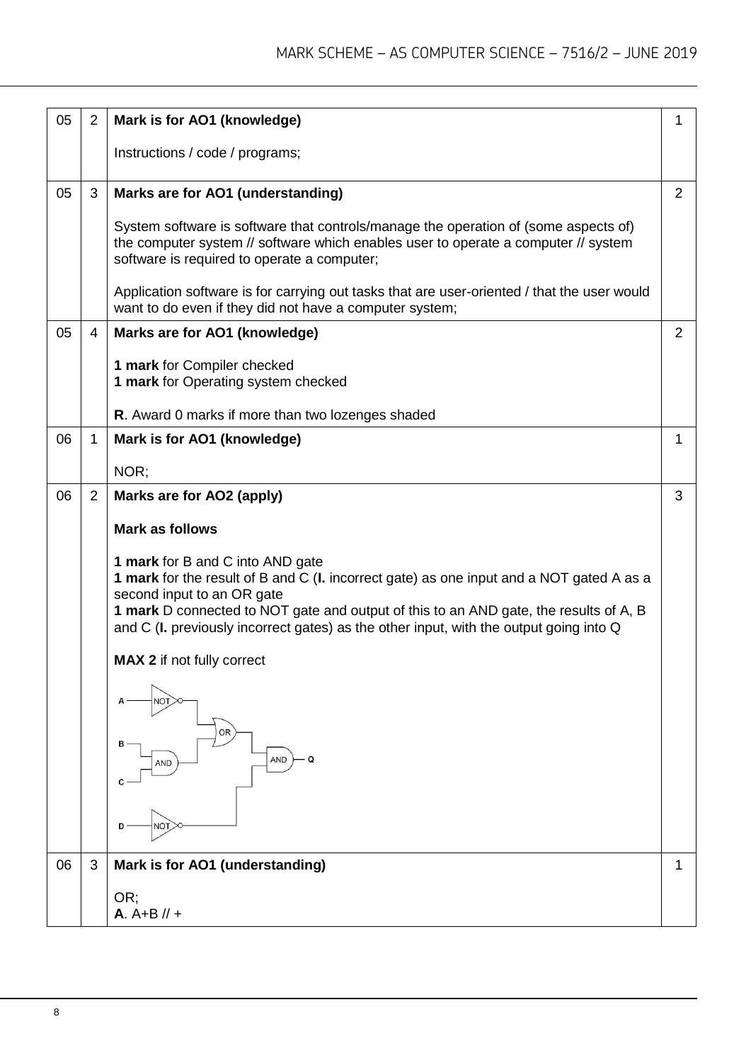| | | | |
|---|---|---|---|
| 05 | 2 | **Mark is for AO1 (knowledge)**<br><br>Instructions / code / programs; | 1 |
| 05 | 3 | **Marks are for AO1 (understanding)**<br><br>System software is software that controls/manage the operation of (some aspects of) the computer system // software which enables user to operate a computer // system software is required to operate a computer;<br><br>Application software is for carrying out tasks that are user-oriented / that the user would want to do even if they did not have a computer system; | 2 |
| 05 | 4 | **Marks are for AO1 (knowledge)**<br><br>**1 mark** for Compiler checked<br>**1 mark** for Operating system checked<br><br>**R**. Award 0 marks if more than two lozenges shaded | 2 |
| 06 | 1 | **Mark is for AO1 (knowledge)**<br><br>NOR; | 1 |
| 06 | 2 | **Marks are for AO2 (apply)**<br><br>**Mark as follows**<br><br>**1 mark** for B and C into AND gate<br>**1 mark** for the result of B and C (**I.** incorrect gate) as one input and a NOT gated A as a second input to an OR gate<br>**1 mark** D connected to NOT gate and output of this to an AND gate, the results of A, B and C (**I.** previously incorrect gates) as the other input, with the output going into Q<br><br>**MAX 2** if not fully correct<br><br>A — NOT; B, C — AND; NOT A and (B AND C) — OR; D — NOT; OR output and NOT D — AND — Q | 3 |
| 06 | 3 | **Mark is for AO1 (understanding)**<br><br>OR;<br>**A**. A+B // + | 1 |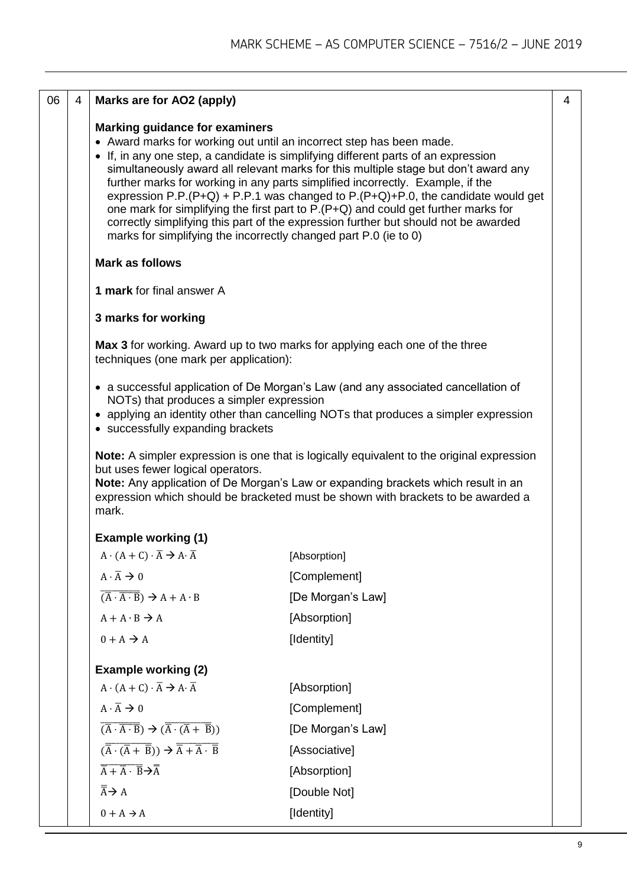| 06 | 4 | **Marks are for AO2 (apply)** | 4 |
|---|---|---|---|

**Marks are for AO2 (apply)**

**Marking guidance for examiners**

- Award marks for working out until an incorrect step has been made.
- If, in any one step, a candidate is simplifying different parts of an expression simultaneously award all relevant marks for this multiple stage but don't award any further marks for working in any parts simplified incorrectly. Example, if the expression P.P.(P+Q) + P.P.1 was changed to P.(P+Q)+P.0, the candidate would get one mark for simplifying the first part to P.(P+Q) and could get further marks for correctly simplifying this part of the expression further but should not be awarded marks for simplifying the incorrectly changed part P.0 (ie to 0)

**Mark as follows**

**1 mark** for final answer A

**3 marks for working**

**Max 3** for working. Award up to two marks for applying each one of the three techniques (one mark per application):

- a successful application of De Morgan's Law (and any associated cancellation of NOTs) that produces a simpler expression
- applying an identity other than cancelling NOTs that produces a simpler expression
- successfully expanding brackets

**Note:** A simpler expression is one that is logically equivalent to the original expression but uses fewer logical operators.
**Note:** Any application of De Morgan's Law or expanding brackets which result in an expression which should be bracketed must be shown with brackets to be awarded a mark.

**Example working (1)**

| | |
|---|---|
| $A \cdot (A + C) \cdot \overline{A} \rightarrow A \cdot \overline{A}$ | [Absorption] |
| $A \cdot \overline{A} \rightarrow 0$ | [Complement] |
| $\overline{(\overline{A} \cdot \overline{A \cdot B})} \rightarrow A + A \cdot B$ | [De Morgan's Law] |
| $A + A \cdot B \rightarrow A$ | [Absorption] |
| $0 + A \rightarrow A$ | [Identity] |

**Example working (2)**

| | |
|---|---|
| $A \cdot (A + C) \cdot \overline{A} \rightarrow A \cdot \overline{A}$ | [Absorption] |
| $A \cdot \overline{A} \rightarrow 0$ | [Complement] |
| $\overline{(\overline{A} \cdot \overline{A \cdot B})} \rightarrow \overline{(\overline{A} \cdot (\overline{A} + \overline{B}))}$ | [De Morgan's Law] |
| $\overline{(\overline{A} \cdot (\overline{A} + \overline{B}))} \rightarrow \overline{\overline{A} + \overline{A} \cdot \overline{B}}$ | [Associative] |
| $\overline{\overline{A} + \overline{A} \cdot \overline{B}} \rightarrow \overline{\overline{A}}$ | [Absorption] |
| $\overline{\overline{A}} \rightarrow A$ | [Double Not] |
| $0 + A \rightarrow A$ | [Identity] |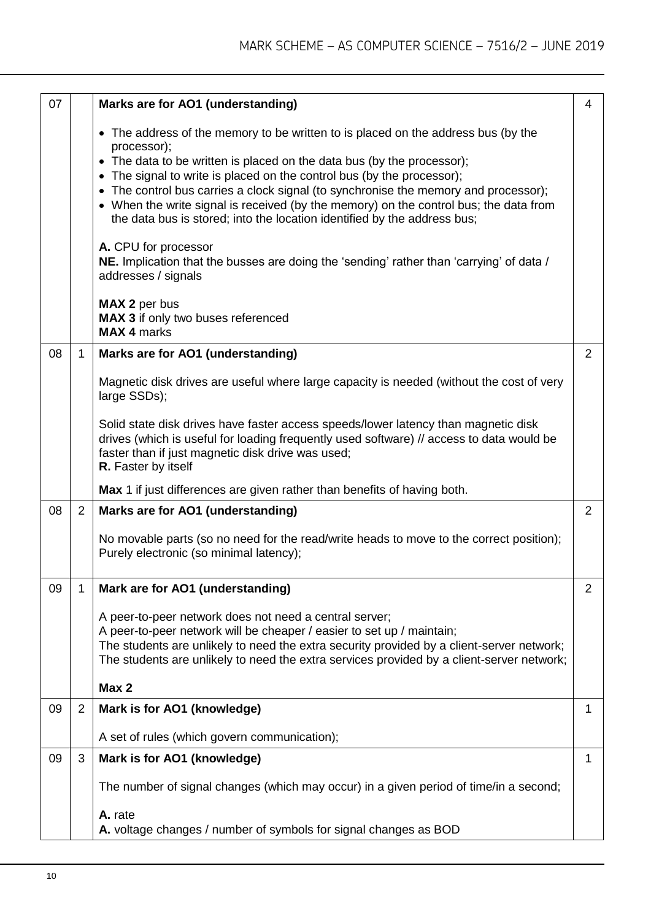| | | | |
|---|---|---|---|
| 07 | | **Marks are for AO1 (understanding)**<br><br>• The address of the memory to be written to is placed on the address bus (by the processor);<br>• The data to be written is placed on the data bus (by the processor);<br>• The signal to write is placed on the control bus (by the processor);<br>• The control bus carries a clock signal (to synchronise the memory and processor);<br>• When the write signal is received (by the memory) on the control bus; the data from the data bus is stored; into the location identified by the address bus;<br><br>**A.** CPU for processor<br>**NE.** Implication that the busses are doing the 'sending' rather than 'carrying' of data / addresses / signals<br><br>**MAX 2** per bus<br>**MAX 3** if only two buses referenced<br>**MAX 4** marks | 4 |
| 08 | 1 | **Marks are for AO1 (understanding)**<br><br>Magnetic disk drives are useful where large capacity is needed (without the cost of very large SSDs);<br><br>Solid state disk drives have faster access speeds/lower latency than magnetic disk drives (which is useful for loading frequently used software) // access to data would be faster than if just magnetic disk drive was used;<br>**R.** Faster by itself<br><br>**Max** 1 if just differences are given rather than benefits of having both. | 2 |
| 08 | 2 | **Marks are for AO1 (understanding)**<br><br>No movable parts (so no need for the read/write heads to move to the correct position);<br>Purely electronic (so minimal latency); | 2 |
| 09 | 1 | **Mark are for AO1 (understanding)**<br><br>A peer-to-peer network does not need a central server;<br>A peer-to-peer network will be cheaper / easier to set up / maintain;<br>The students are unlikely to need the extra security provided by a client-server network;<br>The students are unlikely to need the extra services provided by a client-server network;<br><br>**Max 2** | 2 |
| 09 | 2 | **Mark is for AO1 (knowledge)**<br><br>A set of rules (which govern communication); | 1 |
| 09 | 3 | **Mark is for AO1 (knowledge)**<br><br>The number of signal changes (which may occur) in a given period of time/in a second;<br><br>**A.** rate<br>**A.** voltage changes / number of symbols for signal changes as BOD | 1 |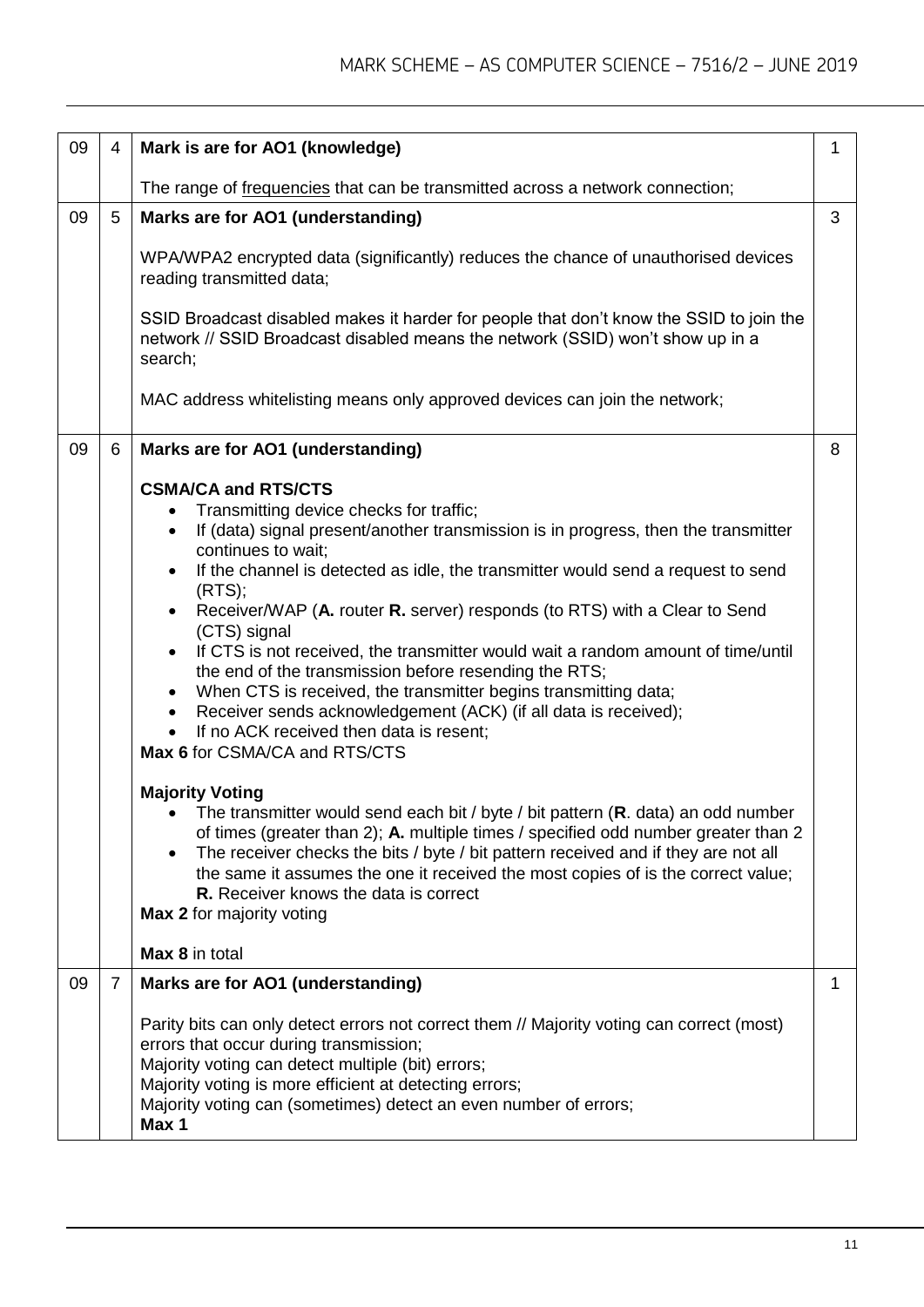| | | | |
|---|---|---|---|
| 09 | 4 | **Mark is are for AO1 (knowledge)**<br><br>The range of frequencies that can be transmitted across a network connection; | 1 |
| 09 | 5 | **Marks are for AO1 (understanding)**<br><br>WPA/WPA2 encrypted data (significantly) reduces the chance of unauthorised devices reading transmitted data;<br><br>SSID Broadcast disabled makes it harder for people that don't know the SSID to join the network // SSID Broadcast disabled means the network (SSID) won't show up in a search;<br><br>MAC address whitelisting means only approved devices can join the network; | 3 |
| 09 | 6 | **Marks are for AO1 (understanding)**<br><br>**CSMA/CA and RTS/CTS**<br>• Transmitting device checks for traffic;<br>• If (data) signal present/another transmission is in progress, then the transmitter continues to wait;<br>• If the channel is detected as idle, the transmitter would send a request to send (RTS);<br>• Receiver/WAP (**A.** router **R.** server) responds (to RTS) with a Clear to Send (CTS) signal<br>• If CTS is not received, the transmitter would wait a random amount of time/until the end of the transmission before resending the RTS;<br>• When CTS is received, the transmitter begins transmitting data;<br>• Receiver sends acknowledgement (ACK) (if all data is received);<br>• If no ACK received then data is resent;<br>**Max 6** for CSMA/CA and RTS/CTS<br><br>**Majority Voting**<br>• The transmitter would send each bit / byte / bit pattern (**R**. data) an odd number of times (greater than 2); **A.** multiple times / specified odd number greater than 2<br>• The receiver checks the bits / byte / bit pattern received and if they are not all the same it assumes the one it received the most copies of is the correct value; **R.** Receiver knows the data is correct<br>**Max 2** for majority voting<br><br>**Max 8** in total | 8 |
| 09 | 7 | **Marks are for AO1 (understanding)**<br><br>Parity bits can only detect errors not correct them // Majority voting can correct (most) errors that occur during transmission;<br>Majority voting can detect multiple (bit) errors;<br>Majority voting is more efficient at detecting errors;<br>Majority voting can (sometimes) detect an even number of errors;<br>**Max 1** | 1 |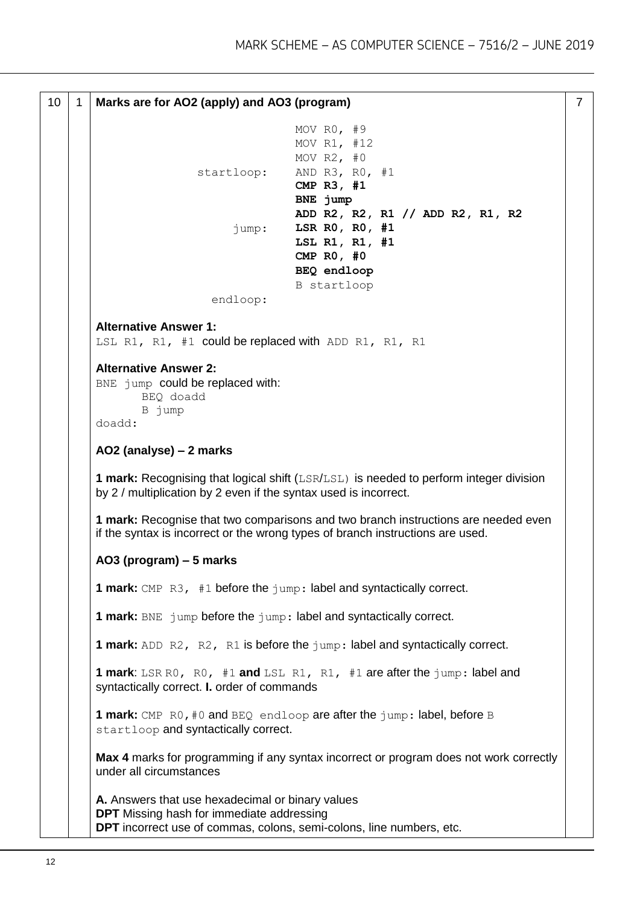| | | | |
|---|---|---|---|
| 10 | 1 | **Marks are for AO2 (apply) and AO3 (program)** | 7 |

```
            MOV R0, #9
            MOV R1, #12
            MOV R2, #0
startloop:  AND R3, R0, #1
            CMP R3, #1
            BNE jump
            ADD R2, R2, R1 // ADD R2, R1, R2
jump:       LSR R0, R0, #1
            LSL R1, R1, #1
            CMP R0, #0
            BEQ endloop
            B startloop
endloop:
```

**Alternative Answer 1:**
`LSL R1, R1, #1` could be replaced with `ADD R1, R1, R1`

**Alternative Answer 2:**
`BNE jump` could be replaced with:

```
       BEQ doadd
       B jump
doadd:
```

**AO2 (analyse) – 2 marks**

**1 mark:** Recognising that logical shift (`LSR`/`LSL`) is needed to perform integer division by 2 / multiplication by 2 even if the syntax used is incorrect.

**1 mark:** Recognise that two comparisons and two branch instructions are needed even if the syntax is incorrect or the wrong types of branch instructions are used.

**AO3 (program) – 5 marks**

**1 mark:** `CMP R3, #1` before the `jump:` label and syntactically correct.

**1 mark:** `BNE jump` before the `jump:` label and syntactically correct.

**1 mark:** `ADD R2, R2, R1` is before the `jump:` label and syntactically correct.

**1 mark**: `LSR R0, R0, #1` **and** `LSL R1, R1, #1` are after the `jump:` label and syntactically correct. **I.** order of commands

**1 mark:** `CMP R0,#0` and `BEQ endloop` are after the `jump:` label, before `B startloop` and syntactically correct.

**Max 4** marks for programming if any syntax incorrect or program does not work correctly under all circumstances

**A.** Answers that use hexadecimal or binary values
**DPT** Missing hash for immediate addressing
**DPT** incorrect use of commas, colons, semi-colons, line numbers, etc.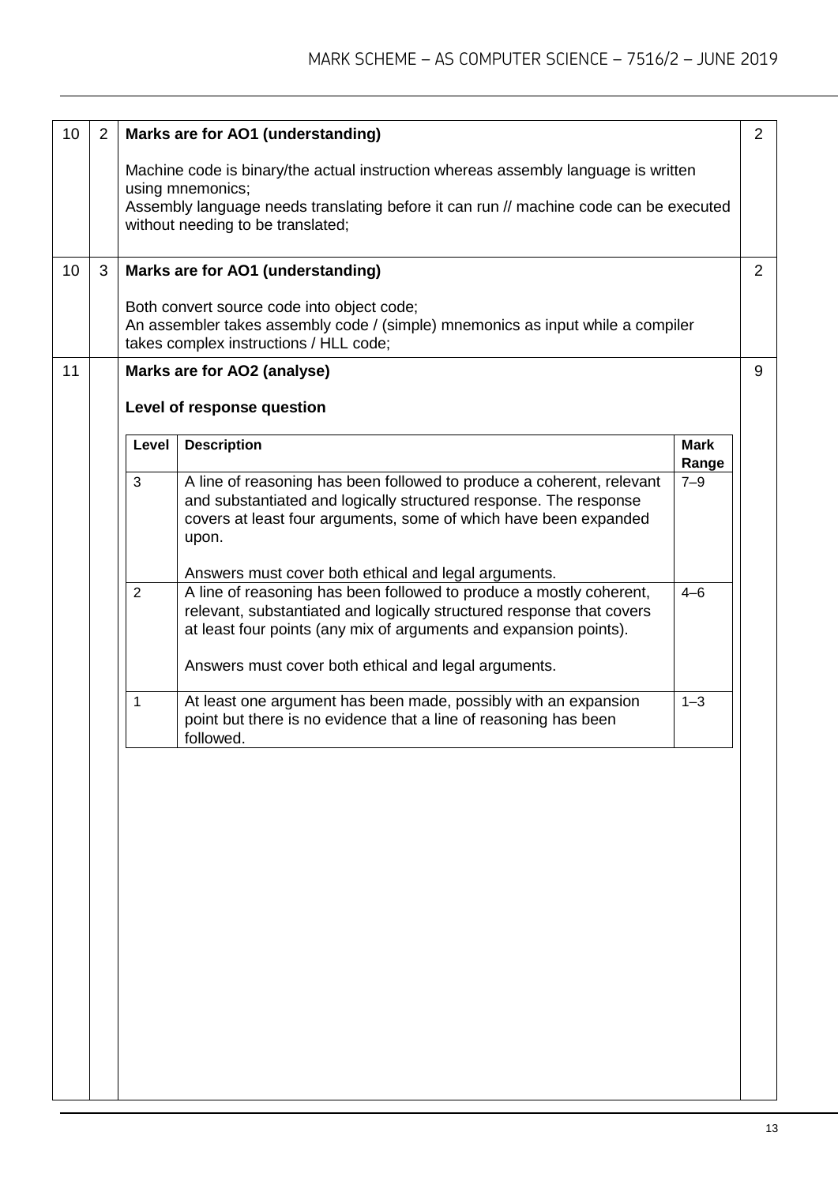| Question | Part | Marking Guidance | Total Marks |
|---|---|---|---|
| 10 | 2 | **Marks are for AO1 (understanding)**<br><br>Machine code is binary/the actual instruction whereas assembly language is written using mnemonics;<br>Assembly language needs translating before it can run // machine code can be executed without needing to be translated; | 2 |
| 10 | 3 | **Marks are for AO1 (understanding)**<br><br>Both convert source code into object code;<br>An assembler takes assembly code / (simple) mnemonics as input while a compiler takes complex instructions / HLL code; | 2 |
| 11 | | **Marks are for AO2 (analyse)**<br><br>**Level of response question** | 9 |

| Level | Description | Mark Range |
|---|---|---|
| 3 | A line of reasoning has been followed to produce a coherent, relevant and substantiated and logically structured response. The response covers at least four arguments, some of which have been expanded upon.<br><br>Answers must cover both ethical and legal arguments. | 7–9 |
| 2 | A line of reasoning has been followed to produce a mostly coherent, relevant, substantiated and logically structured response that covers at least four points (any mix of arguments and expansion points).<br><br>Answers must cover both ethical and legal arguments. | 4–6 |
| 1 | At least one argument has been made, possibly with an expansion point but there is no evidence that a line of reasoning has been followed. | 1–3 |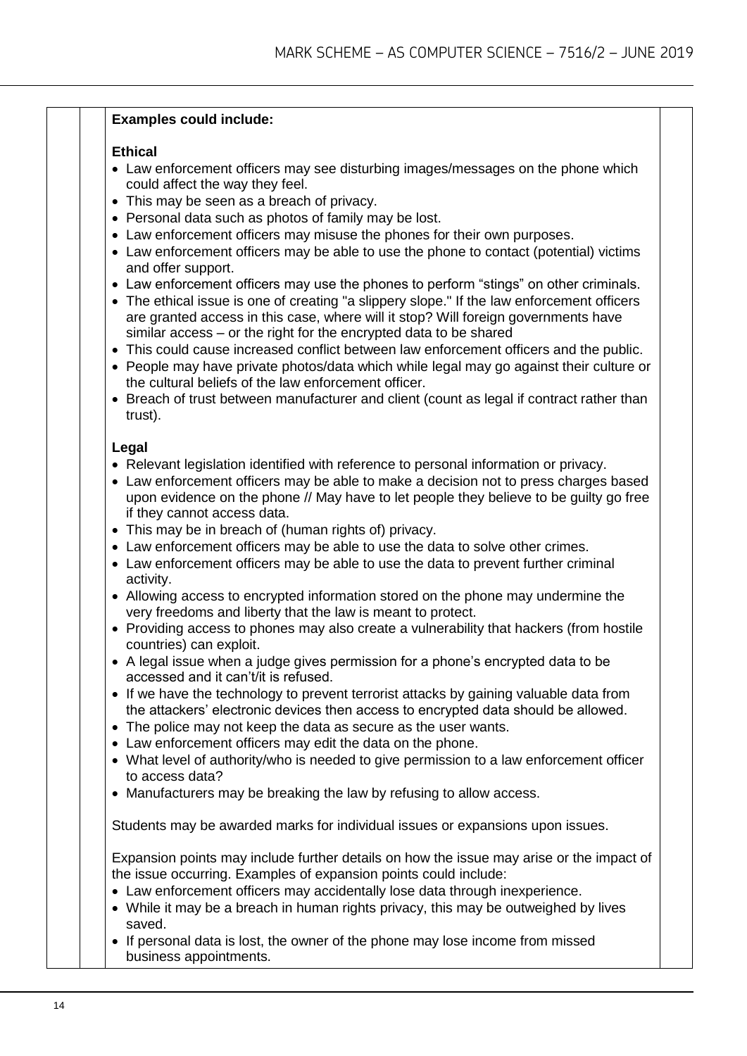**Examples could include:**

**Ethical**

- Law enforcement officers may see disturbing images/messages on the phone which could affect the way they feel.
- This may be seen as a breach of privacy.
- Personal data such as photos of family may be lost.
- Law enforcement officers may misuse the phones for their own purposes.
- Law enforcement officers may be able to use the phone to contact (potential) victims and offer support.
- Law enforcement officers may use the phones to perform "stings" on other criminals.
- The ethical issue is one of creating "a slippery slope." If the law enforcement officers are granted access in this case, where will it stop? Will foreign governments have similar access – or the right for the encrypted data to be shared
- This could cause increased conflict between law enforcement officers and the public.
- People may have private photos/data which while legal may go against their culture or the cultural beliefs of the law enforcement officer.
- Breach of trust between manufacturer and client (count as legal if contract rather than trust).

**Legal**

- Relevant legislation identified with reference to personal information or privacy.
- Law enforcement officers may be able to make a decision not to press charges based upon evidence on the phone // May have to let people they believe to be guilty go free if they cannot access data.
- This may be in breach of (human rights of) privacy.
- Law enforcement officers may be able to use the data to solve other crimes.
- Law enforcement officers may be able to use the data to prevent further criminal activity.
- Allowing access to encrypted information stored on the phone may undermine the very freedoms and liberty that the law is meant to protect.
- Providing access to phones may also create a vulnerability that hackers (from hostile countries) can exploit.
- A legal issue when a judge gives permission for a phone's encrypted data to be accessed and it can't/it is refused.
- If we have the technology to prevent terrorist attacks by gaining valuable data from the attackers' electronic devices then access to encrypted data should be allowed.
- The police may not keep the data as secure as the user wants.
- Law enforcement officers may edit the data on the phone.
- What level of authority/who is needed to give permission to a law enforcement officer to access data?
- Manufacturers may be breaking the law by refusing to allow access.

Students may be awarded marks for individual issues or expansions upon issues.

Expansion points may include further details on how the issue may arise or the impact of the issue occurring. Examples of expansion points could include:

- Law enforcement officers may accidentally lose data through inexperience.
- While it may be a breach in human rights privacy, this may be outweighed by lives saved.
- If personal data is lost, the owner of the phone may lose income from missed business appointments.